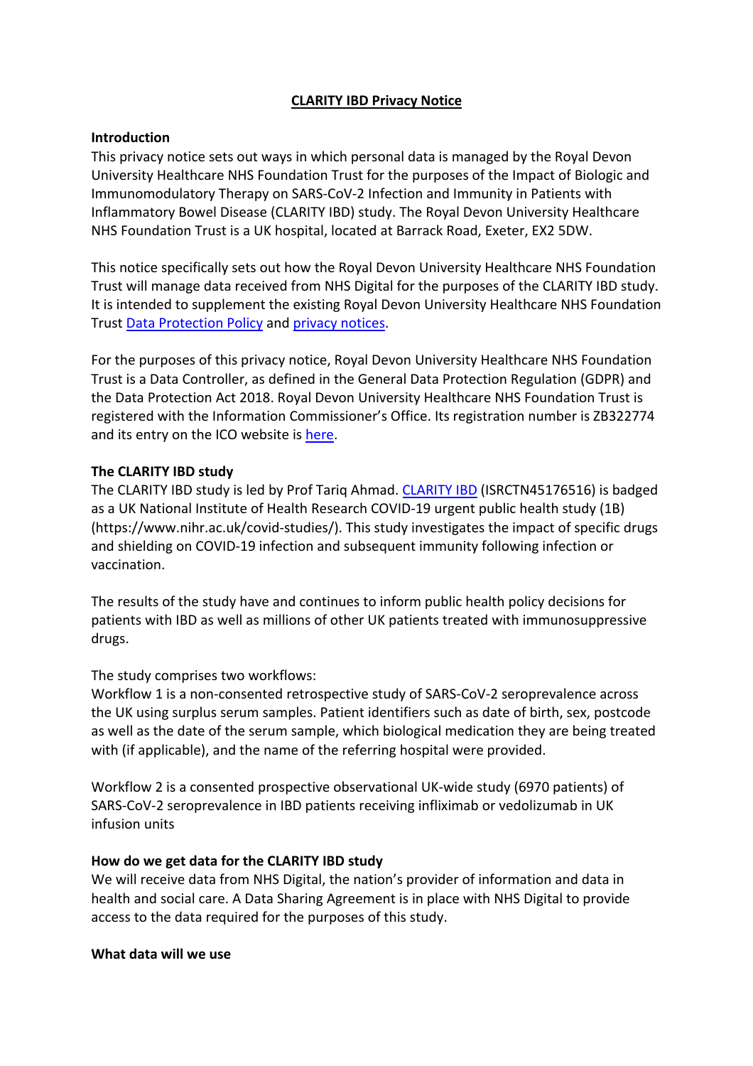# CLARITY IBD Privacy Notice

## Introduction

This privacy notice sets out ways in which personal data is managed by the Royal Devon University Healthcare NHS Foundation Trust for the purposes of the Impact of Biologic and Immunomodulatory Therapy on SARS-CoV-2 Infection and Immunity in Patients with Inflammatory Bowel Disease (CLARITY IBD) study. The Royal Devon University Healthcare NHS Foundation Trust is a UK hospital, located at Barrack Road, Exeter, EX2 5DW.

This notice specifically sets out how the Royal Devon University Healthcare NHS Foundation Trust will manage data received from NHS Digital for the purposes of the CLARITY IBD study. It is intended to supplement the existing Royal Devon University Healthcare NHS Foundation Trust Data Protection Policy and privacy notices.

For the purposes of this privacy notice, Royal Devon University Healthcare NHS Foundation Trust is a Data Controller, as defined in the General Data Protection Regulation (GDPR) and the Data Protection Act 2018. Royal Devon University Healthcare NHS Foundation Trust is registered with the Information Commissioner's Office. Its registration number is ZB322774 and its entry on the ICO website is here.

## The CLARITY IBD study

The CLARITY IBD study is led by Prof Tariq Ahmad. CLARITY IBD (ISRCTN45176516) is badged as a UK National Institute of Health Research COVID-19 urgent public health study (1B) (https://www.nihr.ac.uk/covid-studies/). This study investigates the impact of specific drugs and shielding on COVID-19 infection and subsequent immunity following infection or vaccination.

The results of the study have and continues to inform public health policy decisions for patients with IBD as well as millions of other UK patients treated with immunosuppressive drugs.

The study comprises two workflows:
Workflow 1 is a non-consented retrospective study of SARS-CoV-2 seroprevalence across the UK using surplus serum samples. Patient identifiers such as date of birth, sex, postcode as well as the date of the serum sample, which biological medication they are being treated with (if applicable), and the name of the referring hospital were provided.

Workflow 2 is a consented prospective observational UK-wide study (6970 patients) of SARS-CoV-2 seroprevalence in IBD patients receiving infliximab or vedolizumab in UK infusion units

## How do we get data for the CLARITY IBD study

We will receive data from NHS Digital, the nation's provider of information and data in health and social care. A Data Sharing Agreement is in place with NHS Digital to provide access to the data required for the purposes of this study.

## What data will we use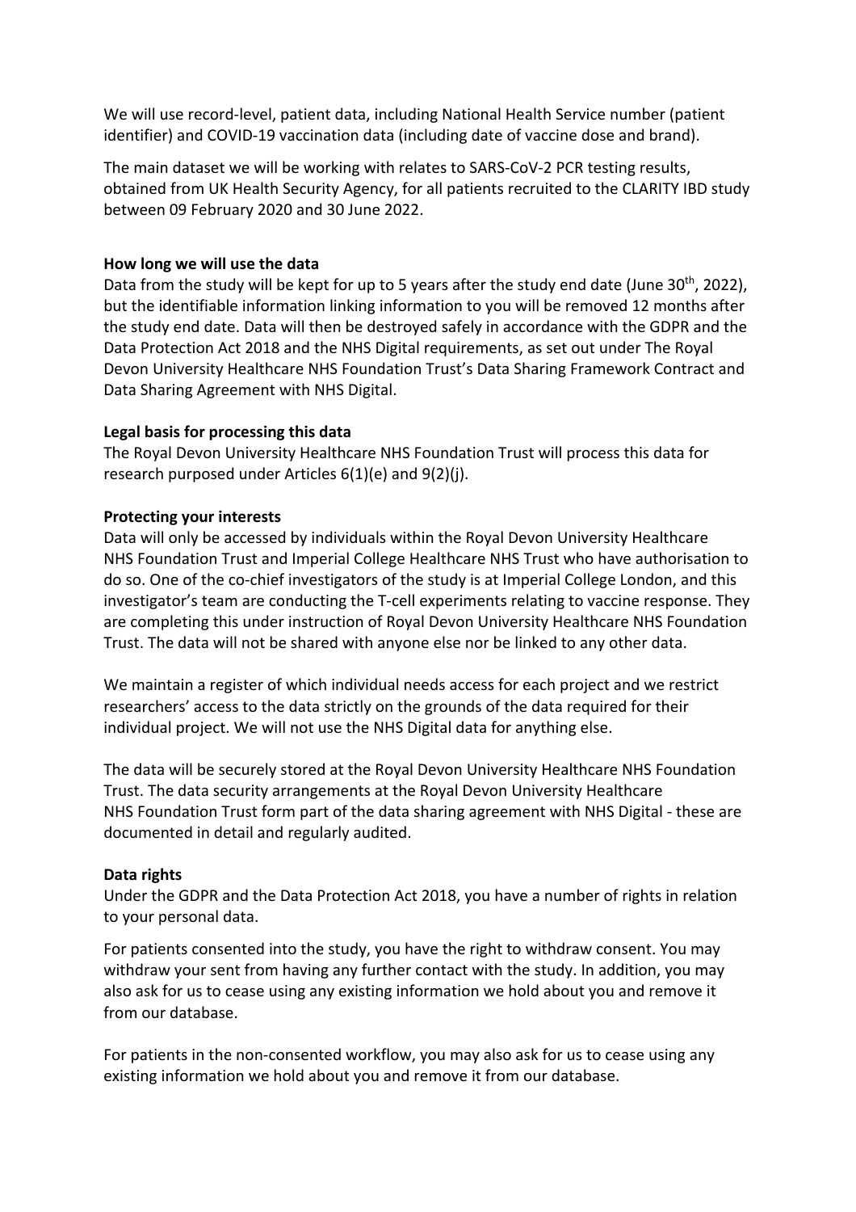We will use record-level, patient data, including National Health Service number (patient identifier) and COVID-19 vaccination data (including date of vaccine dose and brand).

The main dataset we will be working with relates to SARS-CoV-2 PCR testing results, obtained from UK Health Security Agency, for all patients recruited to the CLARITY IBD study between 09 February 2020 and 30 June 2022.

**How long we will use the data**

Data from the study will be kept for up to 5 years after the study end date (June 30th, 2022), but the identifiable information linking information to you will be removed 12 months after the study end date. Data will then be destroyed safely in accordance with the GDPR and the Data Protection Act 2018 and the NHS Digital requirements, as set out under The Royal Devon University Healthcare NHS Foundation Trust's Data Sharing Framework Contract and Data Sharing Agreement with NHS Digital.

**Legal basis for processing this data**

The Royal Devon University Healthcare NHS Foundation Trust will process this data for research purposed under Articles 6(1)(e) and 9(2)(j).

**Protecting your interests**

Data will only be accessed by individuals within the Royal Devon University Healthcare NHS Foundation Trust and Imperial College Healthcare NHS Trust who have authorisation to do so. One of the co-chief investigators of the study is at Imperial College London, and this investigator's team are conducting the T-cell experiments relating to vaccine response. They are completing this under instruction of Royal Devon University Healthcare NHS Foundation Trust. The data will not be shared with anyone else nor be linked to any other data.

We maintain a register of which individual needs access for each project and we restrict researchers' access to the data strictly on the grounds of the data required for their individual project. We will not use the NHS Digital data for anything else.

The data will be securely stored at the Royal Devon University Healthcare NHS Foundation Trust. The data security arrangements at the Royal Devon University Healthcare NHS Foundation Trust form part of the data sharing agreement with NHS Digital - these are documented in detail and regularly audited.

**Data rights**

Under the GDPR and the Data Protection Act 2018, you have a number of rights in relation to your personal data.

For patients consented into the study, you have the right to withdraw consent. You may withdraw your sent from having any further contact with the study. In addition, you may also ask for us to cease using any existing information we hold about you and remove it from our database.

For patients in the non-consented workflow, you may also ask for us to cease using any existing information we hold about you and remove it from our database.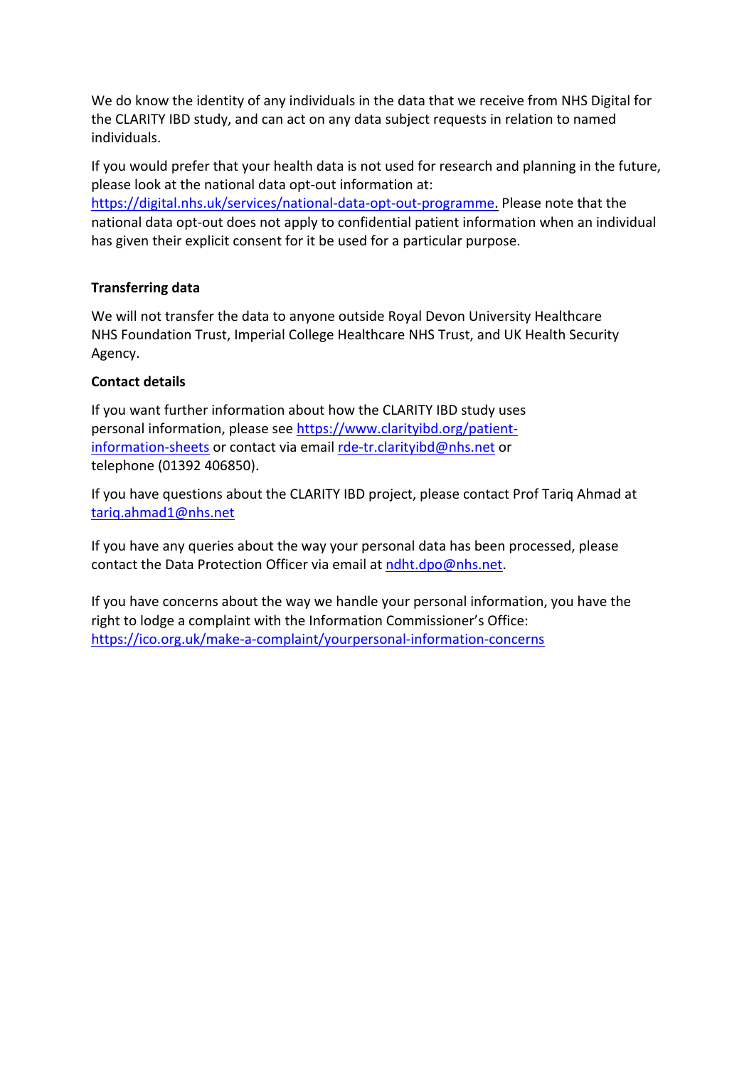We do know the identity of any individuals in the data that we receive from NHS Digital for the CLARITY IBD study, and can act on any data subject requests in relation to named individuals.

If you would prefer that your health data is not used for research and planning in the future, please look at the national data opt-out information at: https://digital.nhs.uk/services/national-data-opt-out-programme. Please note that the national data opt-out does not apply to confidential patient information when an individual has given their explicit consent for it be used for a particular purpose.

**Transferring data**

We will not transfer the data to anyone outside Royal Devon University Healthcare NHS Foundation Trust, Imperial College Healthcare NHS Trust, and UK Health Security Agency.

**Contact details**

If you want further information about how the CLARITY IBD study uses personal information, please see https://www.clarityibd.org/patient-information-sheets or contact via email rde-tr.clarityibd@nhs.net or telephone (01392 406850).

If you have questions about the CLARITY IBD project, please contact Prof Tariq Ahmad at tariq.ahmad1@nhs.net

If you have any queries about the way your personal data has been processed, please contact the Data Protection Officer via email at ndht.dpo@nhs.net.

If you have concerns about the way we handle your personal information, you have the right to lodge a complaint with the Information Commissioner's Office: https://ico.org.uk/make-a-complaint/yourpersonal-information-concerns